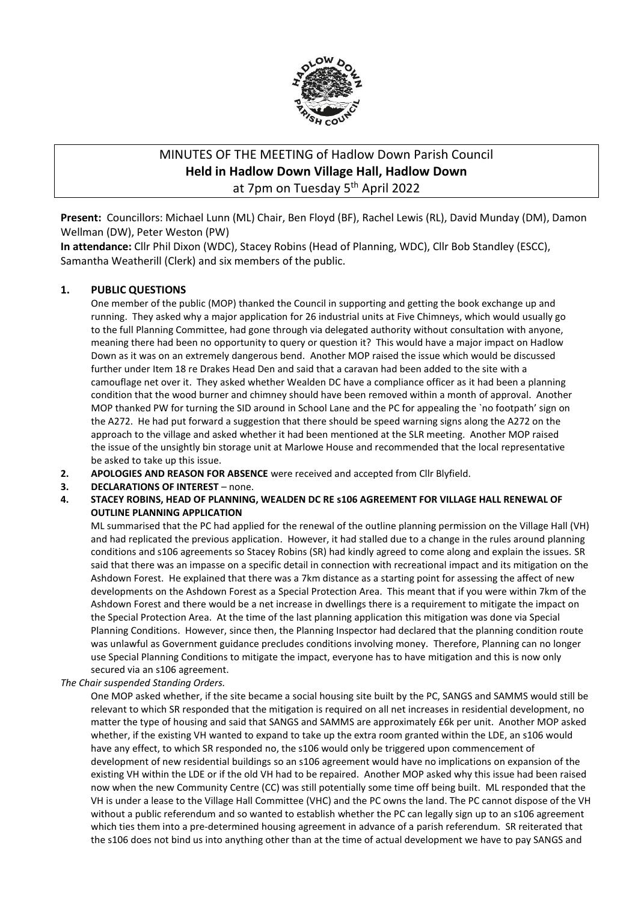# MINUTES OF THE MEETING of Hadlow Down Parish Council
## Held in Hadlow Down Village Hall, Hadlow Down
at 7pm on Tuesday 5th April 2022

**Present:** Councillors: Michael Lunn (ML) Chair, Ben Floyd (BF), Rachel Lewis (RL), David Munday (DM), Damon Wellman (DW), Peter Weston (PW)

**In attendance:** Cllr Phil Dixon (WDC), Stacey Robins (Head of Planning, WDC), Cllr Bob Standley (ESCC), Samantha Weatherill (Clerk) and six members of the public.

1. **PUBLIC QUESTIONS**

   One member of the public (MOP) thanked the Council in supporting and getting the book exchange up and running. They asked why a major application for 26 industrial units at Five Chimneys, which would usually go to the full Planning Committee, had gone through via delegated authority without consultation with anyone, meaning there had been no opportunity to query or question it? This would have a major impact on Hadlow Down as it was on an extremely dangerous bend. Another MOP raised the issue which would be discussed further under Item 18 re Drakes Head Den and said that a caravan had been added to the site with a camouflage net over it. They asked whether Wealden DC have a compliance officer as it had been a planning condition that the wood burner and chimney should have been removed within a month of approval. Another MOP thanked PW for turning the SID around in School Lane and the PC for appealing the `no footpath' sign on the A272. He had put forward a suggestion that there should be speed warning signs along the A272 on the approach to the village and asked whether it had been mentioned at the SLR meeting. Another MOP raised the issue of the unsightly bin storage unit at Marlowe House and recommended that the local representative be asked to take up this issue.

2. **APOLOGIES AND REASON FOR ABSENCE** were received and accepted from Cllr Blyfield.

3. **DECLARATIONS OF INTEREST** – none.

4. **STACEY ROBINS, HEAD OF PLANNING, WEALDEN DC RE s106 AGREEMENT FOR VILLAGE HALL RENEWAL OF OUTLINE PLANNING APPLICATION**

   ML summarised that the PC had applied for the renewal of the outline planning permission on the Village Hall (VH) and had replicated the previous application. However, it had stalled due to a change in the rules around planning conditions and s106 agreements so Stacey Robins (SR) had kindly agreed to come along and explain the issues. SR said that there was an impasse on a specific detail in connection with recreational impact and its mitigation on the Ashdown Forest. He explained that there was a 7km distance as a starting point for assessing the affect of new developments on the Ashdown Forest as a Special Protection Area. This meant that if you were within 7km of the Ashdown Forest and there would be a net increase in dwellings there is a requirement to mitigate the impact on the Special Protection Area. At the time of the last planning application this mitigation was done via Special Planning Conditions. However, since then, the Planning Inspector had declared that the planning condition route was unlawful as Government guidance precludes conditions involving money. Therefore, Planning can no longer use Special Planning Conditions to mitigate the impact, everyone has to have mitigation and this is now only secured via an s106 agreement.

   *The Chair suspended Standing Orders.*

   One MOP asked whether, if the site became a social housing site built by the PC, SANGS and SAMMS would still be relevant to which SR responded that the mitigation is required on all net increases in residential development, no matter the type of housing and said that SANGS and SAMMS are approximately £6k per unit. Another MOP asked whether, if the existing VH wanted to expand to take up the extra room granted within the LDE, an s106 would have any effect, to which SR responded no, the s106 would only be triggered upon commencement of development of new residential buildings so an s106 agreement would have no implications on expansion of the existing VH within the LDE or if the old VH had to be repaired. Another MOP asked why this issue had been raised now when the new Community Centre (CC) was still potentially some time off being built. ML responded that the VH is under a lease to the Village Hall Committee (VHC) and the PC owns the land. The PC cannot dispose of the VH without a public referendum and so wanted to establish whether the PC can legally sign up to an s106 agreement which ties them into a pre-determined housing agreement in advance of a parish referendum. SR reiterated that the s106 does not bind us into anything other than at the time of actual development we have to pay SANGS and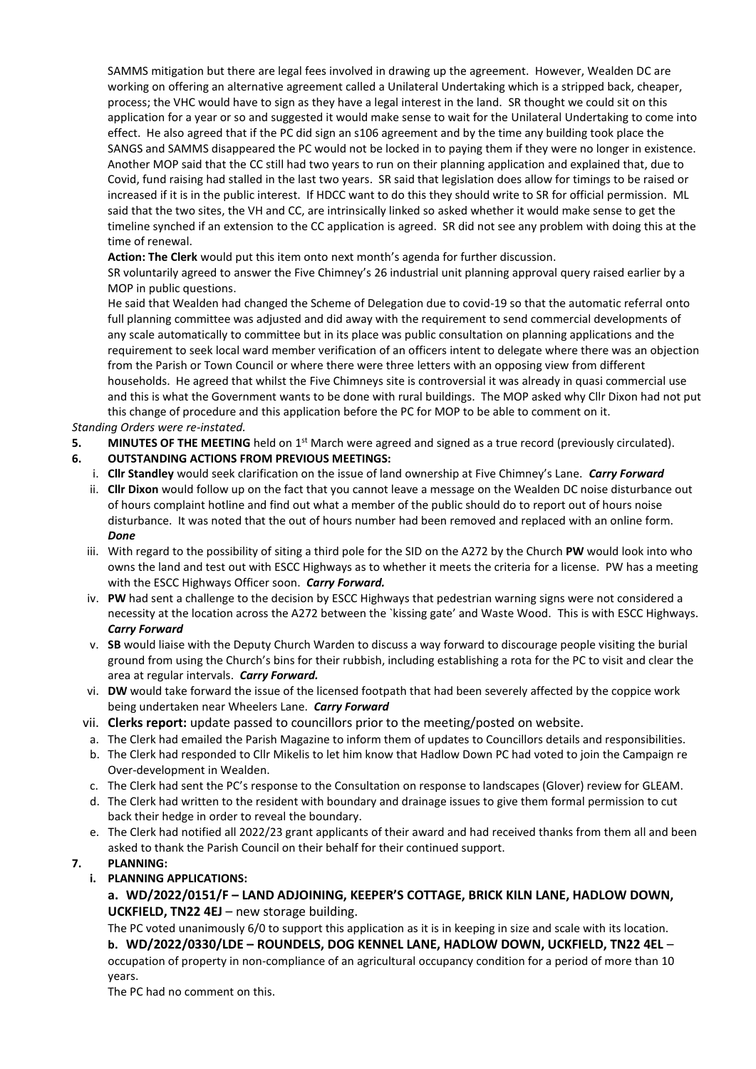SAMMS mitigation but there are legal fees involved in drawing up the agreement. However, Wealden DC are working on offering an alternative agreement called a Unilateral Undertaking which is a stripped back, cheaper, process; the VHC would have to sign as they have a legal interest in the land. SR thought we could sit on this application for a year or so and suggested it would make sense to wait for the Unilateral Undertaking to come into effect. He also agreed that if the PC did sign an s106 agreement and by the time any building took place the SANGS and SAMMS disappeared the PC would not be locked in to paying them if they were no longer in existence. Another MOP said that the CC still had two years to run on their planning application and explained that, due to Covid, fund raising had stalled in the last two years. SR said that legislation does allow for timings to be raised or increased if it is in the public interest. If HDCC want to do this they should write to SR for official permission. ML said that the two sites, the VH and CC, are intrinsically linked so asked whether it would make sense to get the timeline synched if an extension to the CC application is agreed. SR did not see any problem with doing this at the time of renewal.

**Action: The Clerk** would put this item onto next month's agenda for further discussion.

SR voluntarily agreed to answer the Five Chimney's 26 industrial unit planning approval query raised earlier by a MOP in public questions.

He said that Wealden had changed the Scheme of Delegation due to covid-19 so that the automatic referral onto full planning committee was adjusted and did away with the requirement to send commercial developments of any scale automatically to committee but in its place was public consultation on planning applications and the requirement to seek local ward member verification of an officers intent to delegate where there was an objection from the Parish or Town Council or where there were three letters with an opposing view from different households. He agreed that whilst the Five Chimneys site is controversial it was already in quasi commercial use and this is what the Government wants to be done with rural buildings. The MOP asked why Cllr Dixon had not put this change of procedure and this application before the PC for MOP to be able to comment on it.

*Standing Orders were re-instated.*

**5. MINUTES OF THE MEETING** held on 1st March were agreed and signed as a true record (previously circulated).

**6. OUTSTANDING ACTIONS FROM PREVIOUS MEETINGS:**

i. **Cllr Standley** would seek clarification on the issue of land ownership at Five Chimney's Lane. ***Carry Forward***

ii. **Cllr Dixon** would follow up on the fact that you cannot leave a message on the Wealden DC noise disturbance out of hours complaint hotline and find out what a member of the public should do to report out of hours noise disturbance. It was noted that the out of hours number had been removed and replaced with an online form. ***Done***

iii. With regard to the possibility of siting a third pole for the SID on the A272 by the Church **PW** would look into who owns the land and test out with ESCC Highways as to whether it meets the criteria for a license. PW has a meeting with the ESCC Highways Officer soon. ***Carry Forward.***

iv. **PW** had sent a challenge to the decision by ESCC Highways that pedestrian warning signs were not considered a necessity at the location across the A272 between the `kissing gate' and Waste Wood. This is with ESCC Highways. ***Carry Forward***

v. **SB** would liaise with the Deputy Church Warden to discuss a way forward to discourage people visiting the burial ground from using the Church's bins for their rubbish, including establishing a rota for the PC to visit and clear the area at regular intervals. ***Carry Forward.***

vi. **DW** would take forward the issue of the licensed footpath that had been severely affected by the coppice work being undertaken near Wheelers Lane. ***Carry Forward***

vii. **Clerks report:** update passed to councillors prior to the meeting/posted on website.

a. The Clerk had emailed the Parish Magazine to inform them of updates to Councillors details and responsibilities.

b. The Clerk had responded to Cllr Mikelis to let him know that Hadlow Down PC had voted to join the Campaign re Over-development in Wealden.

c. The Clerk had sent the PC's response to the Consultation on response to landscapes (Glover) review for GLEAM.

d. The Clerk had written to the resident with boundary and drainage issues to give them formal permission to cut back their hedge in order to reveal the boundary.

e. The Clerk had notified all 2022/23 grant applicants of their award and had received thanks from them all and been asked to thank the Parish Council on their behalf for their continued support.

**7. PLANNING:**

**i. PLANNING APPLICATIONS:**

**a. WD/2022/0151/F – LAND ADJOINING, KEEPER'S COTTAGE, BRICK KILN LANE, HADLOW DOWN, UCKFIELD, TN22 4EJ** – new storage building.

The PC voted unanimously 6/0 to support this application as it is in keeping in size and scale with its location.

**b. WD/2022/0330/LDE – ROUNDELS, DOG KENNEL LANE, HADLOW DOWN, UCKFIELD, TN22 4EL** – occupation of property in non-compliance of an agricultural occupancy condition for a period of more than 10 years.

The PC had no comment on this.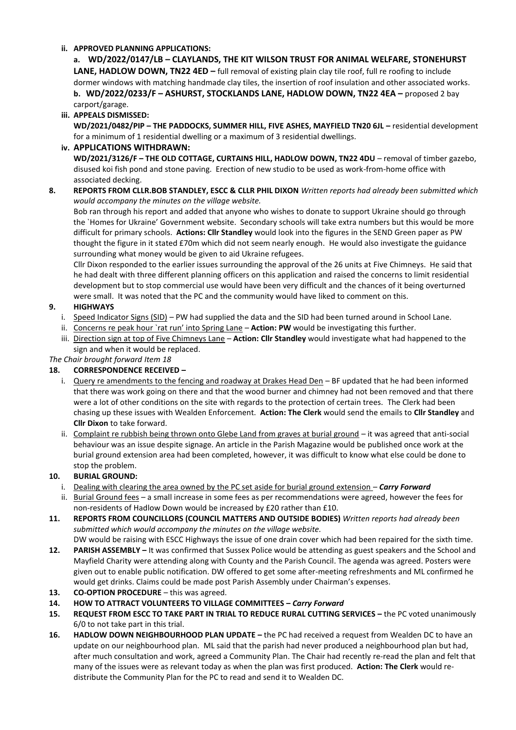**ii. APPROVED PLANNING APPLICATIONS:**

**a. WD/2022/0147/LB – CLAYLANDS, THE KIT WILSON TRUST FOR ANIMAL WELFARE, STONEHURST LANE, HADLOW DOWN, TN22 4ED –** full removal of existing plain clay tile roof, full re roofing to include dormer windows with matching handmade clay tiles, the insertion of roof insulation and other associated works.

**b. WD/2022/0233/F – ASHURST, STOCKLANDS LANE, HADLOW DOWN, TN22 4EA –** proposed 2 bay carport/garage.

**iii. APPEALS DISMISSED:**

**WD/2021/0482/PIP – THE PADDOCKS, SUMMER HILL, FIVE ASHES, MAYFIELD TN20 6JL –** residential development for a minimum of 1 residential dwelling or a maximum of 3 residential dwellings.

**iv. APPLICATIONS WITHDRAWN:**

**WD/2021/3126/F – THE OLD COTTAGE, CURTAINS HILL, HADLOW DOWN, TN22 4DU** – removal of timber gazebo, disused koi fish pond and stone paving. Erection of new studio to be used as work-from-home office with associated decking.

**8. REPORTS FROM CLLR.BOB STANDLEY, ESCC & CLLR PHIL DIXON** *Written reports had already been submitted which would accompany the minutes on the village website.*

Bob ran through his report and added that anyone who wishes to donate to support Ukraine should go through the `Homes for Ukraine' Government website. Secondary schools will take extra numbers but this would be more difficult for primary schools. **Actions: Cllr Standley** would look into the figures in the SEND Green paper as PW thought the figure in it stated £70m which did not seem nearly enough. He would also investigate the guidance surrounding what money would be given to aid Ukraine refugees.

Cllr Dixon responded to the earlier issues surrounding the approval of the 26 units at Five Chimneys. He said that he had dealt with three different planning officers on this application and raised the concerns to limit residential development but to stop commercial use would have been very difficult and the chances of it being overturned were small. It was noted that the PC and the community would have liked to comment on this.

**9. HIGHWAYS**

i. <u>Speed Indicator Signs (SID)</u> – PW had supplied the data and the SID had been turned around in School Lane.

ii. <u>Concerns re peak hour `rat run' into Spring Lane</u> – **Action: PW** would be investigating this further.

iii. <u>Direction sign at top of Five Chimneys Lane</u> – **Action: Cllr Standley** would investigate what had happened to the sign and when it would be replaced.

*The Chair brought forward Item 18*

**18. CORRESPONDENCE RECEIVED –**

i. <u>Query re amendments to the fencing and roadway at Drakes Head Den</u> – BF updated that he had been informed that there was work going on there and that the wood burner and chimney had not been removed and that there were a lot of other conditions on the site with regards to the protection of certain trees. The Clerk had been chasing up these issues with Wealden Enforcement. **Action: The Clerk** would send the emails to **Cllr Standley** and **Cllr Dixon** to take forward.

ii. <u>Complaint re rubbish being thrown onto Glebe Land from graves at burial ground</u> – it was agreed that anti-social behaviour was an issue despite signage. An article in the Parish Magazine would be published once work at the burial ground extension area had been completed, however, it was difficult to know what else could be done to stop the problem.

**10. BURIAL GROUND:**

i. <u>Dealing with clearing the area owned by the PC set aside for burial ground extension</u> – ***Carry Forward***

ii. <u>Burial Ground fees</u> – a small increase in some fees as per recommendations were agreed, however the fees for non-residents of Hadlow Down would be increased by £20 rather than £10.

**11. REPORTS FROM COUNCILLORS (COUNCIL MATTERS AND OUTSIDE BODIES)** *Written reports had already been submitted which would accompany the minutes on the village website.*

DW would be raising with ESCC Highways the issue of one drain cover which had been repaired for the sixth time.

**12. PARISH ASSEMBLY –** It was confirmed that Sussex Police would be attending as guest speakers and the School and Mayfield Charity were attending along with County and the Parish Council. The agenda was agreed. Posters were given out to enable public notification. DW offered to get some after-meeting refreshments and ML confirmed he would get drinks. Claims could be made post Parish Assembly under Chairman's expenses.

**13. CO-OPTION PROCEDURE** – this was agreed.

**14. HOW TO ATTRACT VOLUNTEERS TO VILLAGE COMMITTEES –** ***Carry Forward***

**15. REQUEST FROM ESCC TO TAKE PART IN TRIAL TO REDUCE RURAL CUTTING SERVICES –** the PC voted unanimously 6/0 to not take part in this trial.

**16. HADLOW DOWN NEIGHBOURHOOD PLAN UPDATE –** the PC had received a request from Wealden DC to have an update on our neighbourhood plan. ML said that the parish had never produced a neighbourhood plan but had, after much consultation and work, agreed a Community Plan. The Chair had recently re-read the plan and felt that many of the issues were as relevant today as when the plan was first produced. **Action: The Clerk** would re-distribute the Community Plan for the PC to read and send it to Wealden DC.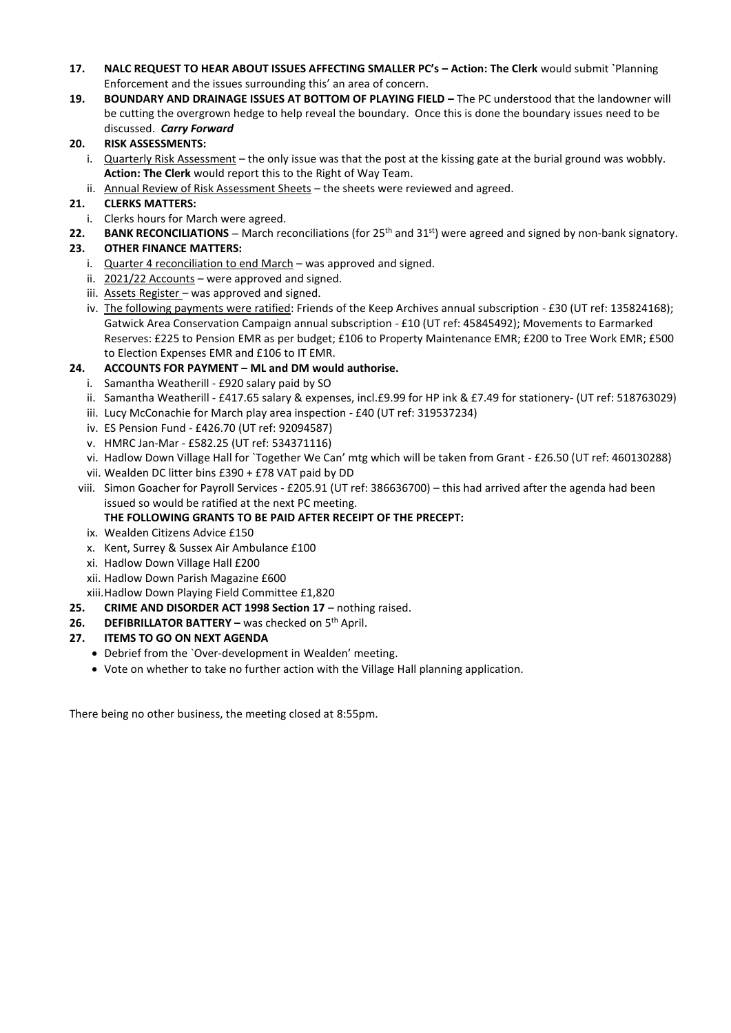**17. NALC REQUEST TO HEAR ABOUT ISSUES AFFECTING SMALLER PC's – Action: The Clerk** would submit `Planning Enforcement and the issues surrounding this' an area of concern.

**19. BOUNDARY AND DRAINAGE ISSUES AT BOTTOM OF PLAYING FIELD –** The PC understood that the landowner will be cutting the overgrown hedge to help reveal the boundary. Once this is done the boundary issues need to be discussed. ***Carry Forward***

**20. RISK ASSESSMENTS:**

i. Quarterly Risk Assessment – the only issue was that the post at the kissing gate at the burial ground was wobbly. **Action: The Clerk** would report this to the Right of Way Team.

ii. Annual Review of Risk Assessment Sheets – the sheets were reviewed and agreed.

**21. CLERKS MATTERS:**

i. Clerks hours for March were agreed.

**22. BANK RECONCILIATIONS** – March reconciliations (for 25th and 31st) were agreed and signed by non-bank signatory.

**23. OTHER FINANCE MATTERS:**

i. Quarter 4 reconciliation to end March – was approved and signed.

ii. 2021/22 Accounts – were approved and signed.

iii. Assets Register – was approved and signed.

iv. The following payments were ratified: Friends of the Keep Archives annual subscription - £30 (UT ref: 135824168); Gatwick Area Conservation Campaign annual subscription - £10 (UT ref: 45845492); Movements to Earmarked Reserves: £225 to Pension EMR as per budget; £106 to Property Maintenance EMR; £200 to Tree Work EMR; £500 to Election Expenses EMR and £106 to IT EMR.

**24. ACCOUNTS FOR PAYMENT – ML and DM would authorise.**

i. Samantha Weatherill - £920 salary paid by SO

ii. Samantha Weatherill - £417.65 salary & expenses, incl.£9.99 for HP ink & £7.49 for stationery- (UT ref: 518763029)

iii. Lucy McConachie for March play area inspection - £40 (UT ref: 319537234)

iv. ES Pension Fund - £426.70 (UT ref: 92094587)

v. HMRC Jan-Mar - £582.25 (UT ref: 534371116)

vi. Hadlow Down Village Hall for `Together We Can' mtg which will be taken from Grant - £26.50 (UT ref: 460130288)

vii. Wealden DC litter bins £390 + £78 VAT paid by DD

viii. Simon Goacher for Payroll Services - £205.91 (UT ref: 386636700) – this had arrived after the agenda had been issued so would be ratified at the next PC meeting.

**THE FOLLOWING GRANTS TO BE PAID AFTER RECEIPT OF THE PRECEPT:**

ix. Wealden Citizens Advice £150

x. Kent, Surrey & Sussex Air Ambulance £100

xi. Hadlow Down Village Hall £200

xii. Hadlow Down Parish Magazine £600

xiii. Hadlow Down Playing Field Committee £1,820

**25. CRIME AND DISORDER ACT 1998 Section 17** – nothing raised.

**26. DEFIBRILLATOR BATTERY –** was checked on 5th April.

**27. ITEMS TO GO ON NEXT AGENDA**

- Debrief from the `Over-development in Wealden' meeting.
- Vote on whether to take no further action with the Village Hall planning application.

There being no other business, the meeting closed at 8:55pm.